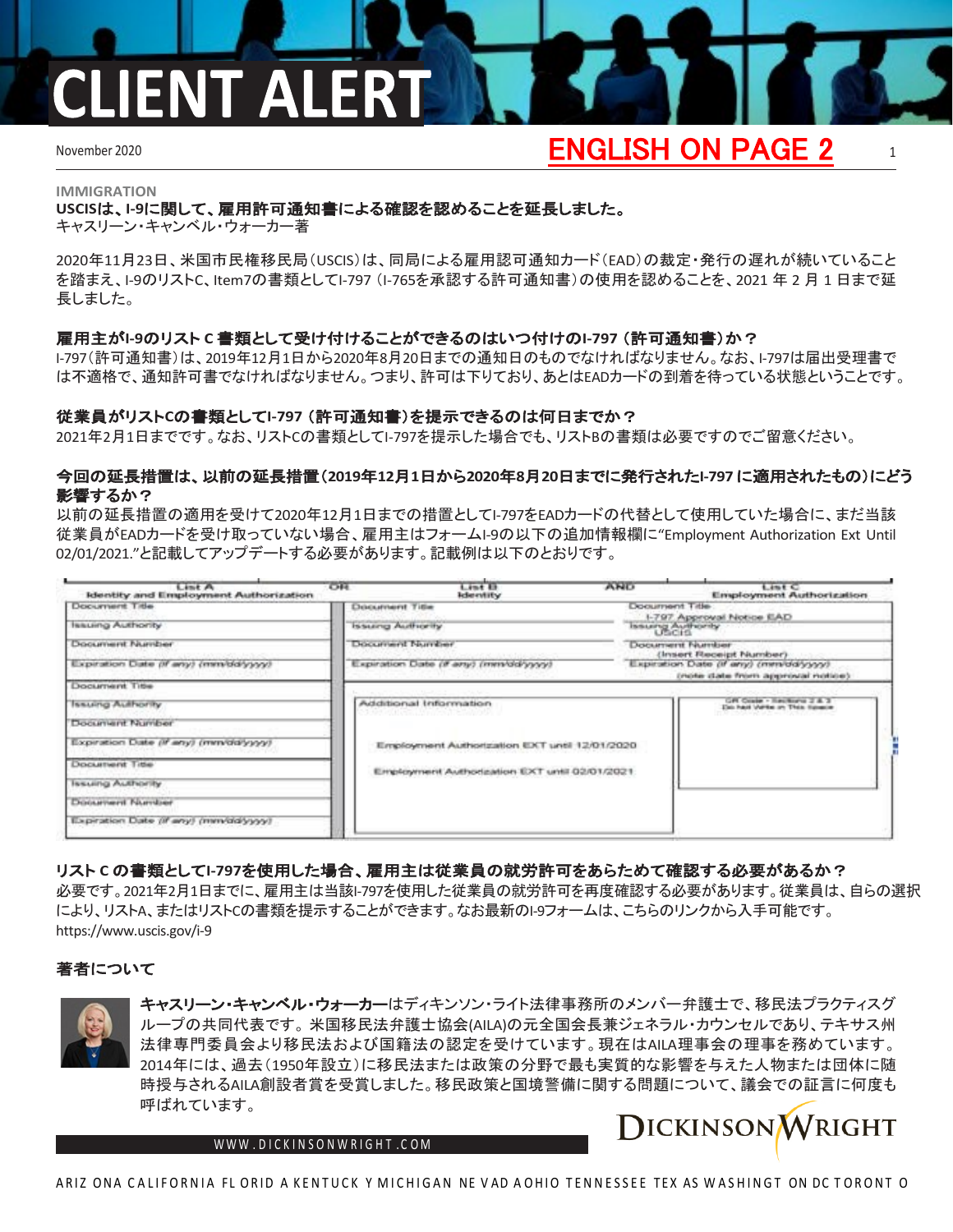# CLIENT ALERT

November 2020

ENGLISH ON PAGE 2

IMMIGRATION

## USCISは、I-9に関して、雇用許可通知書による確認を認めることを延長しました。

キャスリーン・キャンベル・ウォーカー著

2020年11月23日、米国市民権移民局（USCIS）は、同局による雇用認可通知カード（EAD）の裁定・発行の遅れが続いていることを踏まえ、I-9のリストC、Item7の書類としてI-797（I-765を承認する許可通知書）の使用を認めることを、2021 年 2 月 1 日まで延長しました。

### 雇用主がI-9のリスト C 書類として受け付けることができるのはいつ付けのI-797（許可通知書）か？

I-797（許可通知書）は、2019年12月1日から2020年8月20日までの通知日のものでなければなりません。なお、I-797は届出受理書では不適格で、通知許可書でなければなりません。つまり、許可は下りており、あとはEADカードの到着を待っている状態ということです。

### 従業員がリストCの書類としてI-797（許可通知書）を提示できるのは何日までか？

2021年2月1日までです。なお、リストCの書類としてI-797を提示した場合でも、リストBの書類は必要ですのでご留意ください。

### 今回の延長措置は、以前の延長措置（2019年12月1日から2020年8月20日までに発行されたI-797 に適用されたもの）にどう影響するか？

以前の延長措置の適用を受けて2020年12月1日までの措置としてI-797をEADカードの代替として使用していた場合に、まだ当該従業員がEADカードを受け取っていない場合、雇用主はフォームI-9の以下の追加情報欄に"Employment Authorization Ext Until 02/01/2021."と記載してアップデートする必要があります。記載例は以下のとおりです。

| List A Identity and Employment Authorization | OR | List B Identity | AND | List C Employment Authorization |
|---|---|---|---|---|
| Document Title | | Document Title | | Document Title: I-797 Approval Notice EAD |
| Issuing Authority | | Issuing Authority | | Issuing Authority: USCIS |
| Document Number | | Document Number | | Document Number: (Insert Receipt Number) |
| Expiration Date (if any) (mm/dd/yyyy) | | Expiration Date (if any) (mm/dd/yyyy) | | Expiration Date (if any) (mm/dd/yyyy): (note date from approval notice) |
| Document Title | | Additional Information | | QR Code - Sections 2 & 3 Do Not Write In This Space |
| Issuing Authority | | | | |
| Document Number | | Employment Authorization EXT until 12/01/2020 | | |
| Expiration Date (if any) (mm/dd/yyyy) | | | | |
| Document Title | | Employment Authorization EXT until 02/01/2021 | | |
| Issuing Authority | | | | |
| Document Number | | | | |
| Expiration Date (if any) (mm/dd/yyyy) | | | | |

### リスト C の書類としてI-797を使用した場合、雇用主は従業員の就労許可をあらためて確認する必要があるか？

必要です。2021年2月1日までに、雇用主は当該I-797を使用した従業員の就労許可を再度確認する必要があります。従業員は、自らの選択により、リストA、またはリストCの書類を提示することができます。なお最新のI-9フォームは、こちらのリンクから入手可能です。
https://www.uscis.gov/i-9

### 著者について

**キャスリーン・キャンベル・ウォーカー**はディキンソン・ライト法律事務所のメンバー弁護士で、移民法プラクティスグループの共同代表です。米国移民法弁護士協会(AILA)の元全国会長兼ジェネラル・カウンセルであり、テキサス州法律専門委員会より移民法および国籍法の認定を受けています。現在はAILA理事会の理事を務めています。2014年には、過去（1950年設立）に移民法または政策の分野で最も実質的な影響を与えた人物または団体に随時授与されるAILA創設者賞を受賞しました。移民政策と国境警備に関する問題について、議会での証言に何度も呼ばれています。

WWW.DICKINSONWRIGHT.COM

DICKINSON WRIGHT

ARIZONA CALIFORNIA FLORIDA KENTUCKY MICHIGAN NEVADA OHIO TENNESSEE TEXAS WASHINGTON DC TORONTO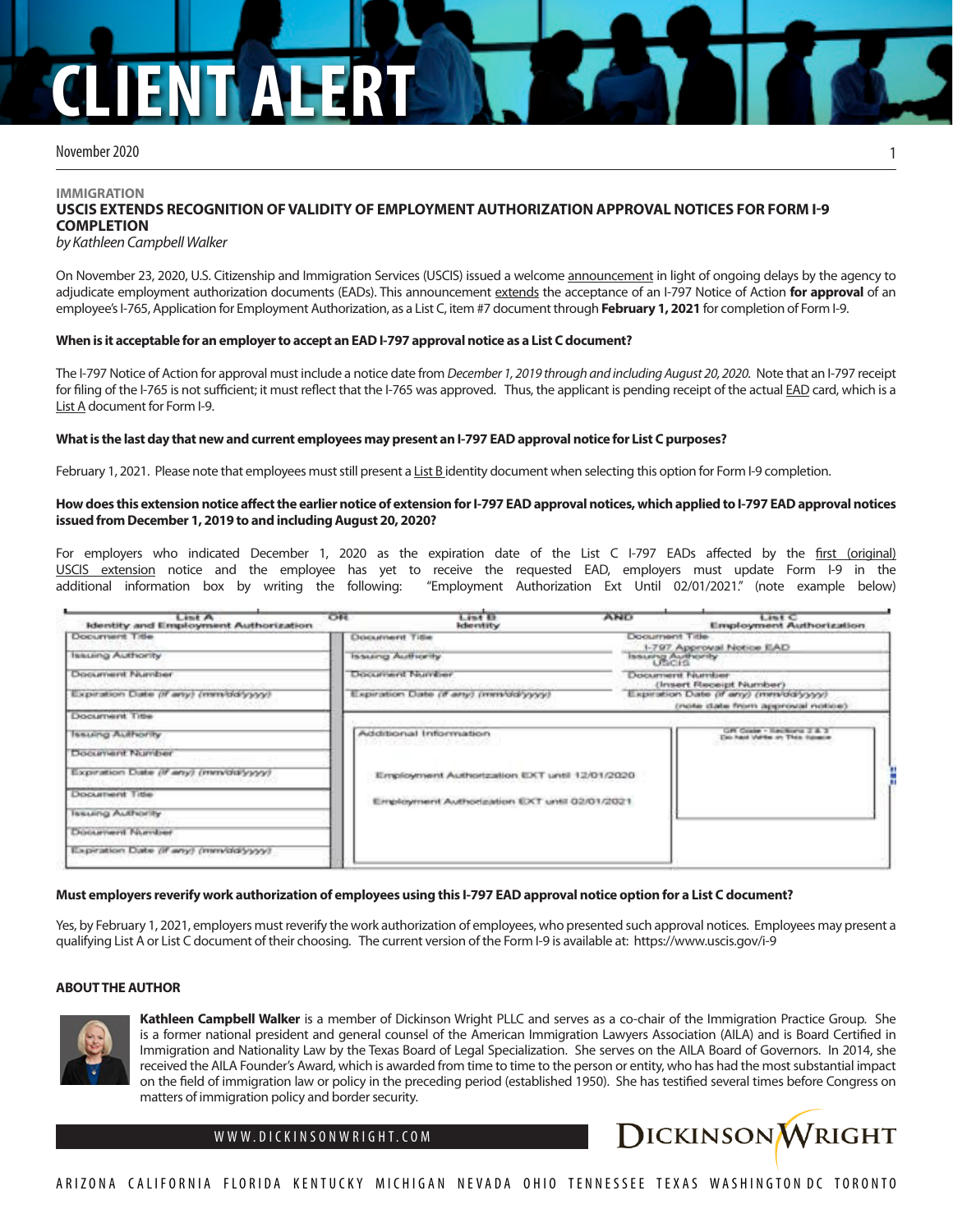# CLIENT ALERT

November 2020

**IMMIGRATION**

## USCIS EXTENDS RECOGNITION OF VALIDITY OF EMPLOYMENT AUTHORIZATION APPROVAL NOTICES FOR FORM I-9 COMPLETION

*by Kathleen Campbell Walker*

On November 23, 2020, U.S. Citizenship and Immigration Services (USCIS) issued a welcome announcement in light of ongoing delays by the agency to adjudicate employment authorization documents (EADs). This announcement extends the acceptance of an I-797 Notice of Action **for approval** of an employee's I-765, Application for Employment Authorization, as a List C, item #7 document through **February 1, 2021** for completion of Form I-9.

**When is it acceptable for an employer to accept an EAD I-797 approval notice as a List C document?**

The I-797 Notice of Action for approval must include a notice date from *December 1, 2019 through and including August 20, 2020.* Note that an I-797 receipt for filing of the I-765 is not sufficient; it must reflect that the I-765 was approved. Thus, the applicant is pending receipt of the actual EAD card, which is a List A document for Form I-9.

**What is the last day that new and current employees may present an I-797 EAD approval notice for List C purposes?**

February 1, 2021. Please note that employees must still present a List B identity document when selecting this option for Form I-9 completion.

**How does this extension notice affect the earlier notice of extension for I-797 EAD approval notices, which applied to I-797 EAD approval notices issued from December 1, 2019 to and including August 20, 2020?**

For employers who indicated December 1, 2020 as the expiration date of the List C I-797 EADs affected by the first (original) USCIS extension notice and the employee has yet to receive the requested EAD, employers must update Form I-9 in the additional information box by writing the following: "Employment Authorization Ext Until 02/01/2021." (note example below)

| List A Identity and Employment Authorization | OR | List B Identity | AND | List C Employment Authorization |
|---|---|---|---|---|
| Document Title | | Document Title | | Document Title I-797 Approval Notice EAD |
| Issuing Authority | | Issuing Authority | | Issuing Authority USCIS |
| Document Number | | Document Number | | Document Number (Insert Receipt Number) |
| Expiration Date (if any) (mm/dd/yyyy) | | Expiration Date (if any) (mm/dd/yyyy) | | Expiration Date (if any) (mm/dd/yyyy) (note date from approval notice) |
| Document Title | | Additional Information | | QR Code - Sections 2 & 3 Do Not Write in This Space |
| Issuing Authority | | | | |
| Document Number | | | | |
| Expiration Date (if any) (mm/dd/yyyy) | | Employment Authorization EXT until 12/01/2020 | | |
| Document Title | | Employment Authorization EXT until 02/01/2021 | | |
| Issuing Authority | | | | |
| Document Number | | | | |
| Expiration Date (if any) (mm/dd/yyyy) | | | | |

**Must employers reverify work authorization of employees using this I-797 EAD approval notice option for a List C document?**

Yes, by February 1, 2021, employers must reverify the work authorization of employees, who presented such approval notices. Employees may present a qualifying List A or List C document of their choosing. The current version of the Form I-9 is available at: https://www.uscis.gov/i-9

**ABOUT THE AUTHOR**

**Kathleen Campbell Walker** is a member of Dickinson Wright PLLC and serves as a co-chair of the Immigration Practice Group. She is a former national president and general counsel of the American Immigration Lawyers Association (AILA) and is Board Certified in Immigration and Nationality Law by the Texas Board of Legal Specialization. She serves on the AILA Board of Governors. In 2014, she received the AILA Founder's Award, which is awarded from time to time to the person or entity, who has had the most substantial impact on the field of immigration law or policy in the preceding period (established 1950). She has testified several times before Congress on matters of immigration policy and border security.

WWW.DICKINSONWRIGHT.COM

DICKINSON WRIGHT

ARIZONA CALIFORNIA FLORIDA KENTUCKY MICHIGAN NEVADA OHIO TENNESSEE TEXAS WASHINGTON DC TORONTO